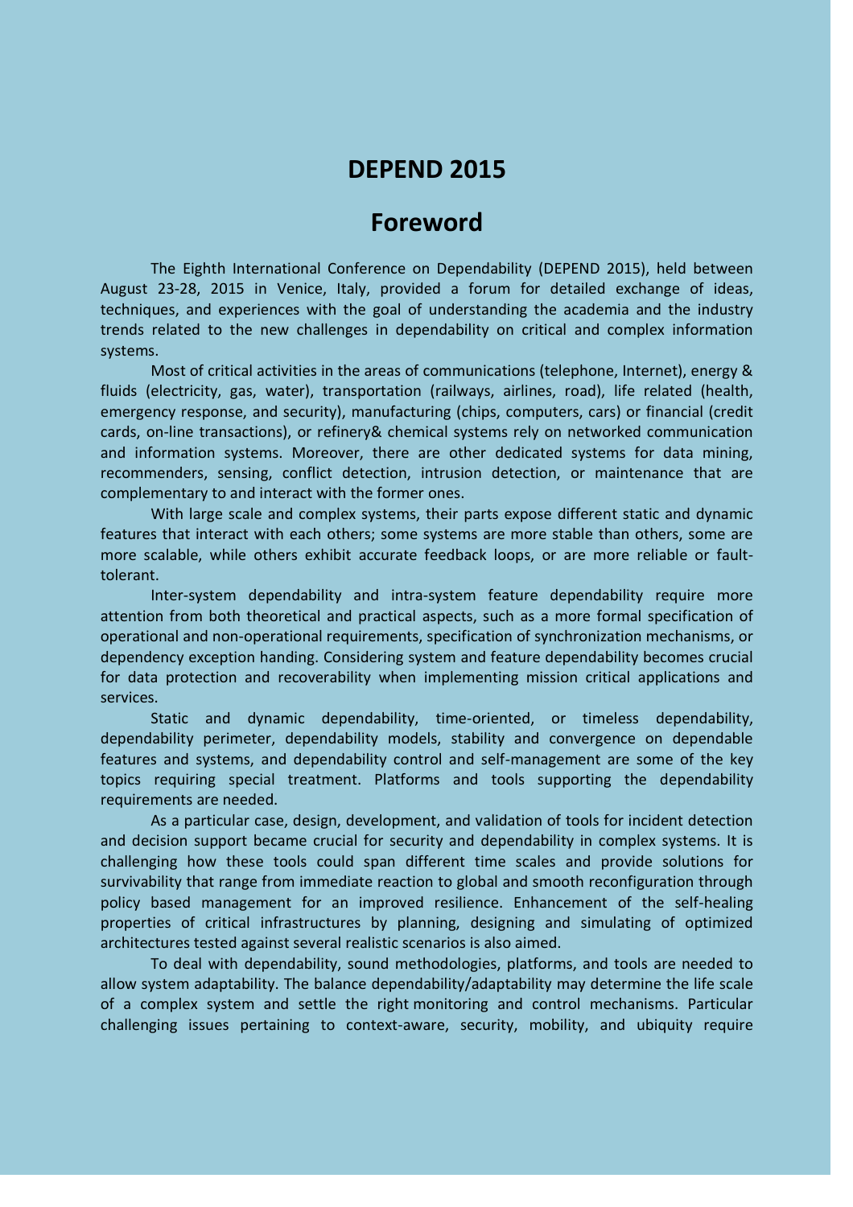# DEPEND 2015

## Foreword

The Eighth International Conference on Dependability (DEPEND 2015), held between August 23-28, 2015 in Venice, Italy, provided a forum for detailed exchange of ideas, techniques, and experiences with the goal of understanding the academia and the industry trends related to the new challenges in dependability on critical and complex information systems.

Most of critical activities in the areas of communications (telephone, Internet), energy & fluids (electricity, gas, water), transportation (railways, airlines, road), life related (health, emergency response, and security), manufacturing (chips, computers, cars) or financial (credit cards, on-line transactions), or refinery& chemical systems rely on networked communication and information systems. Moreover, there are other dedicated systems for data mining, recommenders, sensing, conflict detection, intrusion detection, or maintenance that are complementary to and interact with the former ones.

With large scale and complex systems, their parts expose different static and dynamic features that interact with each others; some systems are more stable than others, some are more scalable, while others exhibit accurate feedback loops, or are more reliable or fault-tolerant.

Inter-system dependability and intra-system feature dependability require more attention from both theoretical and practical aspects, such as a more formal specification of operational and non-operational requirements, specification of synchronization mechanisms, or dependency exception handing. Considering system and feature dependability becomes crucial for data protection and recoverability when implementing mission critical applications and services.

Static and dynamic dependability, time-oriented, or timeless dependability, dependability perimeter, dependability models, stability and convergence on dependable features and systems, and dependability control and self-management are some of the key topics requiring special treatment. Platforms and tools supporting the dependability requirements are needed.

As a particular case, design, development, and validation of tools for incident detection and decision support became crucial for security and dependability in complex systems. It is challenging how these tools could span different time scales and provide solutions for survivability that range from immediate reaction to global and smooth reconfiguration through policy based management for an improved resilience. Enhancement of the self-healing properties of critical infrastructures by planning, designing and simulating of optimized architectures tested against several realistic scenarios is also aimed.

To deal with dependability, sound methodologies, platforms, and tools are needed to allow system adaptability. The balance dependability/adaptability may determine the life scale of a complex system and settle the right monitoring and control mechanisms. Particular challenging issues pertaining to context-aware, security, mobility, and ubiquity require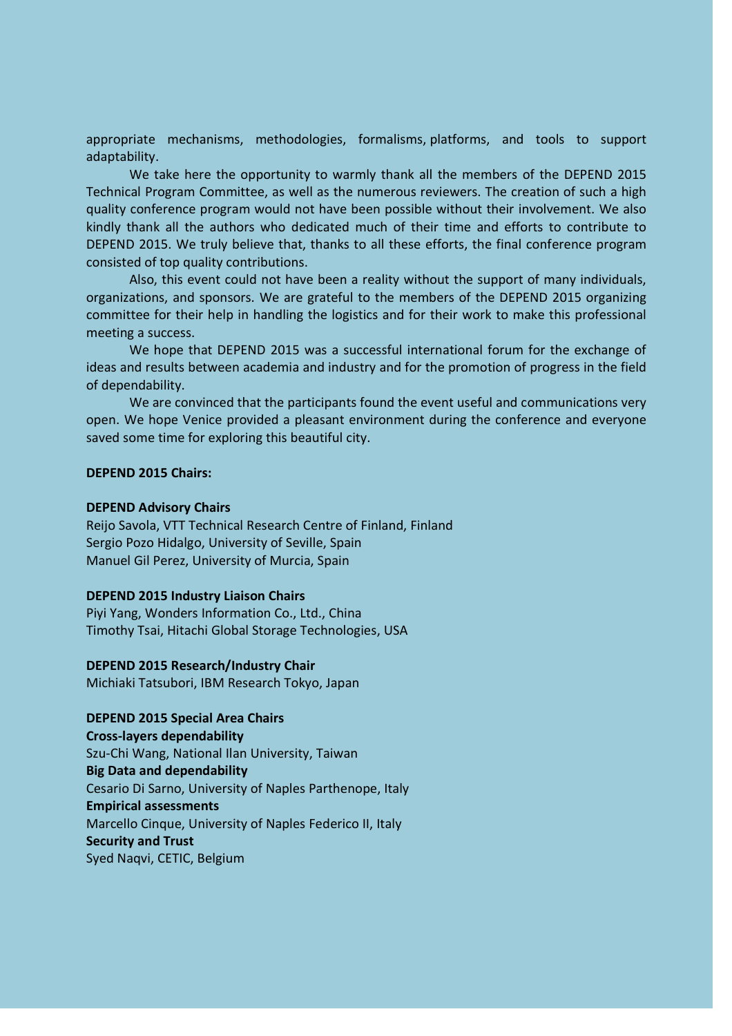appropriate mechanisms, methodologies, formalisms, platforms, and tools to support adaptability.

We take here the opportunity to warmly thank all the members of the DEPEND 2015 Technical Program Committee, as well as the numerous reviewers. The creation of such a high quality conference program would not have been possible without their involvement. We also kindly thank all the authors who dedicated much of their time and efforts to contribute to DEPEND 2015. We truly believe that, thanks to all these efforts, the final conference program consisted of top quality contributions.

Also, this event could not have been a reality without the support of many individuals, organizations, and sponsors. We are grateful to the members of the DEPEND 2015 organizing committee for their help in handling the logistics and for their work to make this professional meeting a success.

We hope that DEPEND 2015 was a successful international forum for the exchange of ideas and results between academia and industry and for the promotion of progress in the field of dependability.

We are convinced that the participants found the event useful and communications very open. We hope Venice provided a pleasant environment during the conference and everyone saved some time for exploring this beautiful city.

**DEPEND 2015 Chairs:**

**DEPEND Advisory Chairs**
Reijo Savola, VTT Technical Research Centre of Finland, Finland
Sergio Pozo Hidalgo, University of Seville, Spain
Manuel Gil Perez, University of Murcia, Spain

**DEPEND 2015 Industry Liaison Chairs**
Piyi Yang, Wonders Information Co., Ltd., China
Timothy Tsai, Hitachi Global Storage Technologies, USA

**DEPEND 2015 Research/Industry Chair**
Michiaki Tatsubori, IBM Research Tokyo, Japan

**DEPEND 2015 Special Area Chairs**
**Cross-layers dependability**
Szu-Chi Wang, National Ilan University, Taiwan
**Big Data and dependability**
Cesario Di Sarno, University of Naples Parthenope, Italy
**Empirical assessments**
Marcello Cinque, University of Naples Federico II, Italy
**Security and Trust**
Syed Naqvi, CETIC, Belgium